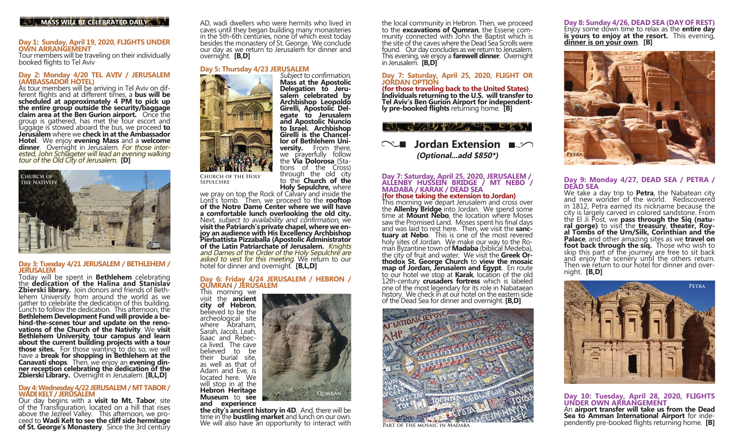**MASS WILL BE CELEBRATED DAILY**

### Day 1: Sunday, April 19, 2020, FLIGHTS UNDER OWN ARRANGEMENT

Tour members will be traveling on their individually booked flights to Tel Aviv

### Day 2: Monday 4/20 TEL AVIV / JERUSALEM (AMBASSADOR HOTEL)

As tour members will be arriving in Tel Aviv on different flights and at different times, a **bus will be scheduled at approximately 4 PM to pick up the entire group outside the security/baggage claim area at the Ben Gurion airport.** Once the group is gathered, has met the tour escort and luggage is stowed aboard the bus, we proceed **to Jerusalem** where we **check in at the Ambassador Hotel**. We enjoy **evening Mass** and a **welcome dinner**. Overnight in Jerusalem. *For those interested, John Schlageter will lead an evening walking tour of the Old City of Jerusalem.* **[D]**

Church of the Nativity

### Day 3: Tuesday 4/21 JERUSALEM / BETHLEHEM / JERUSALEM

Today will be spent in **Bethlehem** celebrating the **dedication of the Halina and Stanislav Zbierski library.** Join donors and friends of Bethlehem University from around the world as we gather to celebrate the dedication of this building. Lunch to follow the dedication. This afternoon, the **Bethlehem Development Fund will provide a behind-the-scenes tour and update on the renovations of the Church of the Nativity**. We **visit Bethlehem University**, **tour campus and learn about the current building projects with a tour those sites.** For those wanting to do so, we will have a **break for shopping in Bethlehem at the Canavati shops**. Then, we enjoy an **evening dinner reception celebrating the dedication of the Zbierski Library.** Overnight in Jerusalem. **[B,L,D]**

### Day 4: Wednesday 4/22 JERUSALEM / MT TABOR / WADI KELT / JERUSALEM

Our day begins with a **visit to Mt. Tabor**, site of the Transfiguration, located on a hill that rises above the Jezreel Valley. This afternoon, we proceed to **Wadi Kelt to see the cliff side hermitage of St. George's Monastery**. Since the 3rd century AD, wadi dwellers who were hermits who lived in caves until they began building many monasteries in the 5th-6th centuries, none of which exist today besides the monastery of St. George. We conclude our day as we return to Jerusalem for dinner and overnight. **[B,D]**

### Day 5: Thursday 4/23 JERUSALEM

Church of the Holy Sepulchre

*Subject to confirmation,* **Mass at the Apostolic Delegation to Jerusalem celebrated by Archbishop Leopoldo Girelli, Apostolic Delegate to Jerusalem and Apostolic Nuncio to Israel. Archbishop Girelli is the Chancellor of Bethlehem University.** From there, we prayerfully follow the **Via Dolorosa** (Stations of the Cross) through the old city to the **Church of the Holy Sepulchre,** where we pray on top the Rock of Calvary and inside the Lord's tomb. Then, we proceed to the **rooftop of the Notre Dame Center where we will have a comfortable lunch overlooking the old city.** Next, *subject to availability and confirmation,* we **visit the Patriarch's private chapel, where we enjoy an audience with His Excellency Archbishop Pierbattista Pizzaballa (Apostolic Administrator of the Latin Patriarchate of Jerusalem.** *Knights and Dames of the Order of the Holy Sepulchre are asked to vest for this meeting.* We return to our hotel for dinner and overnight. **[B,L,D]**

### Day 6: Friday 4/24 JERUSALEM / HEBRON / QUMRAN / JERUSALEM

This morning we visit the **ancient city of Hebron**, believed to be the archeological site where Abraham, Sarah, Jacob, Leah, Isaac and Rebecca lived. The cave believed to be their burial site, as well as that of Adam and Eve, is located here. We will stop in at the **Hebron Heritage Museum** to **see and experience the city's ancient history in 4D**. And, there will be time in the **bustling market** and lunch on our own. We will also have an opportunity to interact with the local community in Hebron. Then, we proceed to the **excavations of Qumran**, the Essene community connected with John the Baptist which is the site of the caves where the Dead Sea Scrolls were found. Our day concludes as we return to Jerusalem. This evening, we enjoy a **farewell dinner**. Overnight in Jerusalem. **[B,D]**

Qumran

### Day 7: Saturday, April 25, 2020, FLIGHT OR JORDAN OPTION

**{for those traveling back to the United States}**
**Individuals returning to the U.S. will transfer to Tel Aviv's Ben Gurion Airport for independently pre-booked flights** returning home. **[B]**

## Jordan Extension

***(Optional...add $850*)***

### Day 7: Saturday, April 25, 2020, JERUSALEM / ALLENBY HUSSEIN BRIDGE / MT NEBO / MADABA / KARAK / DEAD SEA

**{for those taking the extension to Jordan}**

This morning we depart Jerusalem and cross over the **Allenby Bridge** into Jordan. We spend some time at **Mount Nebo**, the location where Moses saw the Promised Land. Moses spent his final days and was laid to rest here. Then, we visit the **sanctuary at Nebo**. This is one of the most revered holy sites of Jordan. We make our way to the Roman Byzantine town of **Madaba** (biblical Medeba), the city of fruit and water. We visit the **Greek Orthodox St. George Church** to **view the mosaic map of Jordan, Jerusalem and Egypt**. En route to our hotel we stop at **Karak**, location of the old 12th-century **crusaders fortress** which is labeled one of the most legendary for its role in Nabataean history. We check in at our hotel on the eastern side of the Dead Sea for dinner and overnight. **[B,D]**

Part of the Mosaic in Madaba

### Day 8: Sunday 4/26, DEAD SEA (DAY OF REST)

Enjoy some down time to relax as the **entire day is yours to enjoy at the resort.** This evening, **dinner is on your own**. **[B]**

Petra

### Day 9: Monday 4/27, DEAD SEA / PETRA / DEAD SEA

We take a day trip to **Petra**, the Nabatean city and new wonder of the world. Rediscovered in 1812, Petra earned its nickname because the city is largely carved in colored sandstone. From the El Ji Post, we **pass through the Siq (natural gorge)** to visit the **treasury**, **theater, Royal Tombs of the Urn/Silk, Corinthian and the Palace**, and other amazing sites as we **travel on foot back through the siq.** Those who wish to skip this part of the journey are free to sit back and enjoy the scenery until the others return. Then we return to our hotel for dinner and overnight. **[B,D]**

Petra

### Day 10: Tuesday, April 28, 2020, FLIGHTS UNDER OWN ARRANGEMENT

An **airport transfer will take us from the Dead Sea to Amman International Airport** for independently pre-booked flights returning home. **[B]**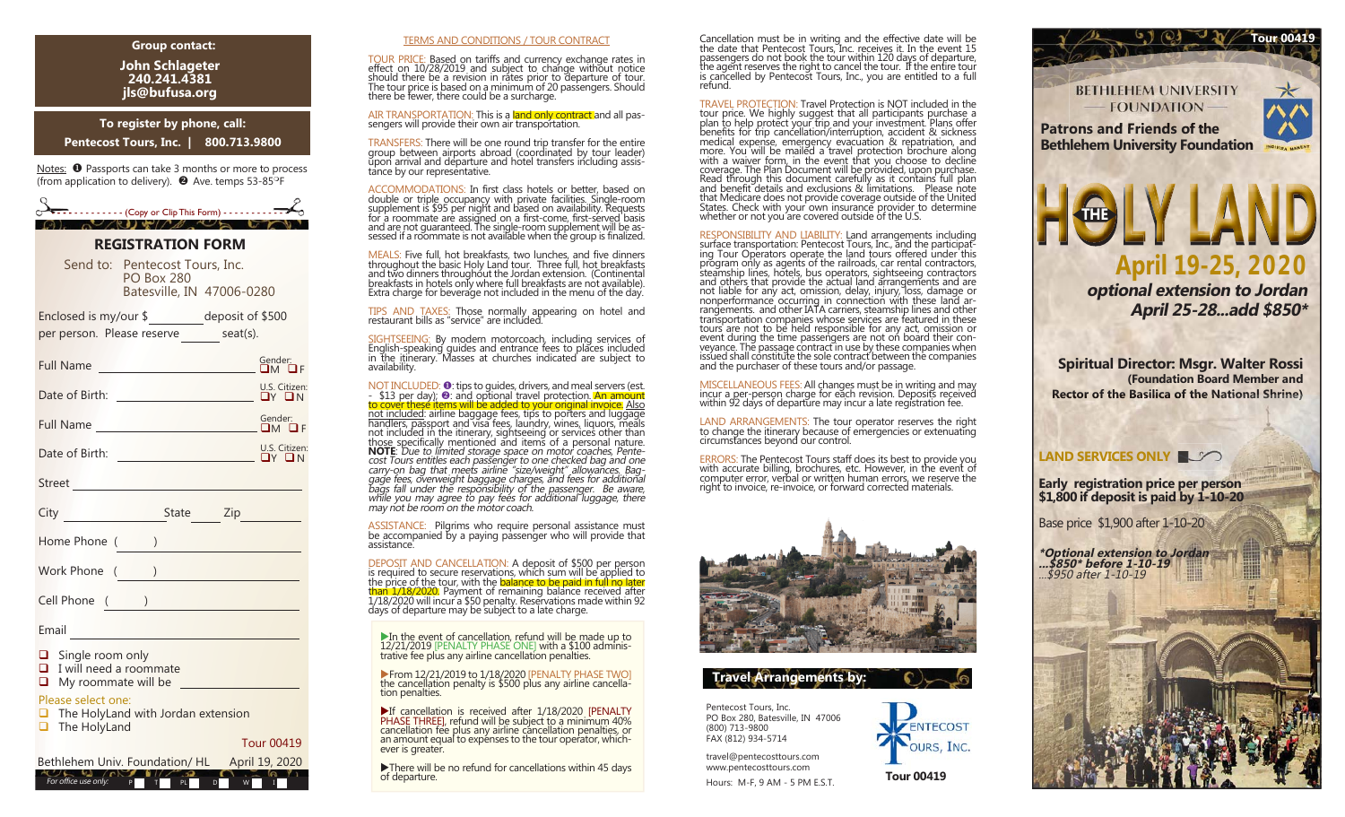**Group contact:**
**John Schlageter**
**240.241.4381**
**jls@bufusa.org**

**To register by phone, call:**
**Pentecost Tours, Inc. | 800.713.9800**

Notes: ❶ Passports can take 3 months or more to process (from application to delivery). ❷ Ave. temps 53-85°F

- - - - - - - - - (Copy or Clip This Form) - - - - - - - - -

## REGISTRATION FORM

Send to: Pentecost Tours, Inc.
PO Box 280
Batesville, IN 47006-0280

Enclosed is my/our $ ________ deposit of $500 per person. Please reserve ______ seat(s).

Full Name ______________________ Gender: ❑M ❑F

Date of Birth: ______________________ U.S. Citizen: ❑Y ❑N

Full Name ______________________ Gender: ❑M ❑F

Date of Birth: ______________________ U.S. Citizen: ❑Y ❑N

Street ______________________

City ____________ State ____ Zip ________

Home Phone ( ) ______________________

Work Phone ( ) ______________________

Cell Phone ( ) ______________________

Email ______________________

❑ Single room only
❑ I will need a roommate
❑ My roommate will be ______________________

Please select one:
❑ The HolyLand with Jordan extension
❑ The HolyLand

Tour 00419

Bethlehem Univ. Foundation/ HL April 19, 2020

*For office use only:* P ___ T ___ PL ___ D ___ W ___ I ___

TERMS AND CONDITIONS / TOUR CONTRACT

TOUR PRICE: Based on tariffs and currency exchange rates in effect on 10/28/2019 and subject to change without notice should there be a revision in rates prior to departure of tour. The tour price is based on a minimum of 20 passengers. Should there be fewer, there could be a surcharge.

AIR TRANSPORTATION: This is a land only contract and all passengers will provide their own air transportation.

TRANSFERS: There will be one round trip transfer for the entire group between airports abroad (coordinated by tour leader) upon arrival and departure and hotel transfers including assistance by our representative.

ACCOMMODATIONS: In first class hotels or better, based on double or triple occupancy with private facilities. Single-room supplement is $95 per night and based on availability. Requests for a roommate are assigned on a first-come, first-served basis and are not guaranteed. The single-room supplement will be assessed if a roommate is not available when the group is finalized.

MEALS: Five full, hot breakfasts, two lunches, and five dinners throughout the basic Holy Land tour. Three full, hot breakfasts and two dinners throughout the Jordan extension. (Continental breakfasts in hotels only where full breakfasts are not available). Extra charge for beverage not included in the menu of the day.

TIPS AND TAXES: Those normally appearing on hotel and restaurant bills as "service" are included.

SIGHTSEEING: By modern motorcoach, including services of English-speaking guides and entrance fees to places included in the itinerary. Masses at churches indicated are subject to availability.

NOT INCLUDED: ❶: tips to guides, drivers, and meal servers (est. - $13 per day); ❷: and optional travel protection. An amount to cover these items will be added to your original invoice. Also not included: airline baggage fees, tips to porters and luggage handlers, passport and visa fees, laundry, wines, liquors, meals not included in the itinerary, sightseeing or services other than those specifically mentioned and items of a personal nature. **NOTE**: *Due to limited storage space on motor coaches, Pentecost Tours entitles each passenger to one checked bag and one carry-on bag that meets airline "size/weight" allowances. Baggage fees, overweight baggage charges, and fees for additional bags fall under the responsibility of the passenger. Be aware, while you may agree to pay fees for additional luggage, there may not be room on the motor coach.*

ASSISTANCE: Pilgrims who require personal assistance must be accompanied by a paying passenger who will provide that assistance.

DEPOSIT AND CANCELLATION: A deposit of $500 per person is required to secure reservations, which sum will be applied to the price of the tour, with the balance to be paid in full no later than 1/18/2020. Payment of remaining balance received after 1/18/2020 will incur a $50 penalty. Reservations made within 92 days of departure may be subject to a late charge.

▶In the event of cancellation, refund will be made up to 12/21/2019 [PENALTY PHASE ONE] with a $100 administrative fee plus any airline cancellation penalties.

▶From 12/21/2019 to 1/18/2020 [PENALTY PHASE TWO] the cancellation penalty is $500 plus any airline cancellation penalties.

▶If cancellation is received after 1/18/2020 [PENALTY PHASE THREE], refund will be subject to a minimum 40% cancellation fee plus any airline cancellation penalties, or an amount equal to expenses to the tour operator, whichever is greater.

▶There will be no refund for cancellations within 45 days of departure.

Cancellation must be in writing and the effective date will be the date that Pentecost Tours, Inc. receives it. In the event 15 passengers do not book the tour within 120 days of departure, the agent reserves the right to cancel the tour. If the entire tour is cancelled by Pentecost Tours, Inc., you are entitled to a full refund.

TRAVEL PROTECTION: Travel Protection is NOT included in the tour price. We highly suggest that all participants purchase a plan to help protect your trip and your investment. Plans offer benefits for trip cancellation/interruption, accident & sickness medical expense, emergency evacuation & repatriation, and more. You will be mailed a travel protection brochure along with a waiver form, in the event that you choose to decline coverage. The Plan Document will be provided, upon purchase. Read through this document carefully as it contains full plan and benefit details and exclusions & limitations. Please note that Medicare does not provide coverage outside of the United States. Check with your own insurance provider to determine whether or not you are covered outside of the U.S.

RESPONSIBILITY AND LIABILITY: Land arrangements including surface transportation: Pentecost Tours, Inc., and the participating Tour Operators operate the land tours offered under this program only as agents of the railroads, car rental contractors, steamship lines, hotels, bus operators, sightseeing contractors and others that provide the actual land arrangements and are not liable for any act, omission, delay, injury, loss, damage or nonperformance occurring in connection with these land arrangements. and other IATA carriers, steamship lines and other transportation companies whose services are featured in these tours are not to be held responsible for any act, omission or event during the time passengers are not on board their conveyance. The passage contract in use by these companies when issued shall constitute the sole contract between the companies and the purchaser of these tours and/or passage.

MISCELLANEOUS FEES: All changes must be in writing and may incur a per-person charge for each revision. Deposits received within 92 days of departure may incur a late registration fee.

LAND ARRANGEMENTS: The tour operator reserves the right to change the itinerary because of emergencies or extenuating circumstances beyond our control.

ERRORS: The Pentecost Tours staff does its best to provide you with accurate billing, brochures, etc. However, in the event of computer error, verbal or written human errors, we reserve the right to invoice, re-invoice, or forward corrected materials.

**Travel Arrangements by:**

Pentecost Tours, Inc.
PO Box 280, Batesville, IN 47006
(800) 713-9800
FAX (812) 934-5714

travel@pentecosttours.com
www.pentecosttours.com

Hours: M-F, 9 AM - 5 PM E.S.T.

PENTECOST TOURS, INC.

**Tour 00419**

**Tour 00419**

BETHLEHEM UNIVERSITY FOUNDATION

**Patrons and Friends of the Bethlehem University Foundation**

# THE HOLY LAND

## April 19-25, 2020

***optional extension to Jordan April 25-28...add $850****

**Spiritual Director: Msgr. Walter Rossi**
**(Foundation Board Member and Rector of the Basilica of the National Shrine)**

**LAND SERVICES ONLY**

**Early registration price per person $1,800 if deposit is paid by 1-10-20**

Base price $1,900 after 1-10-20

***Optional extension to Jordan ...$850* before 1-10-19**
*...$950 after 1-10-19*